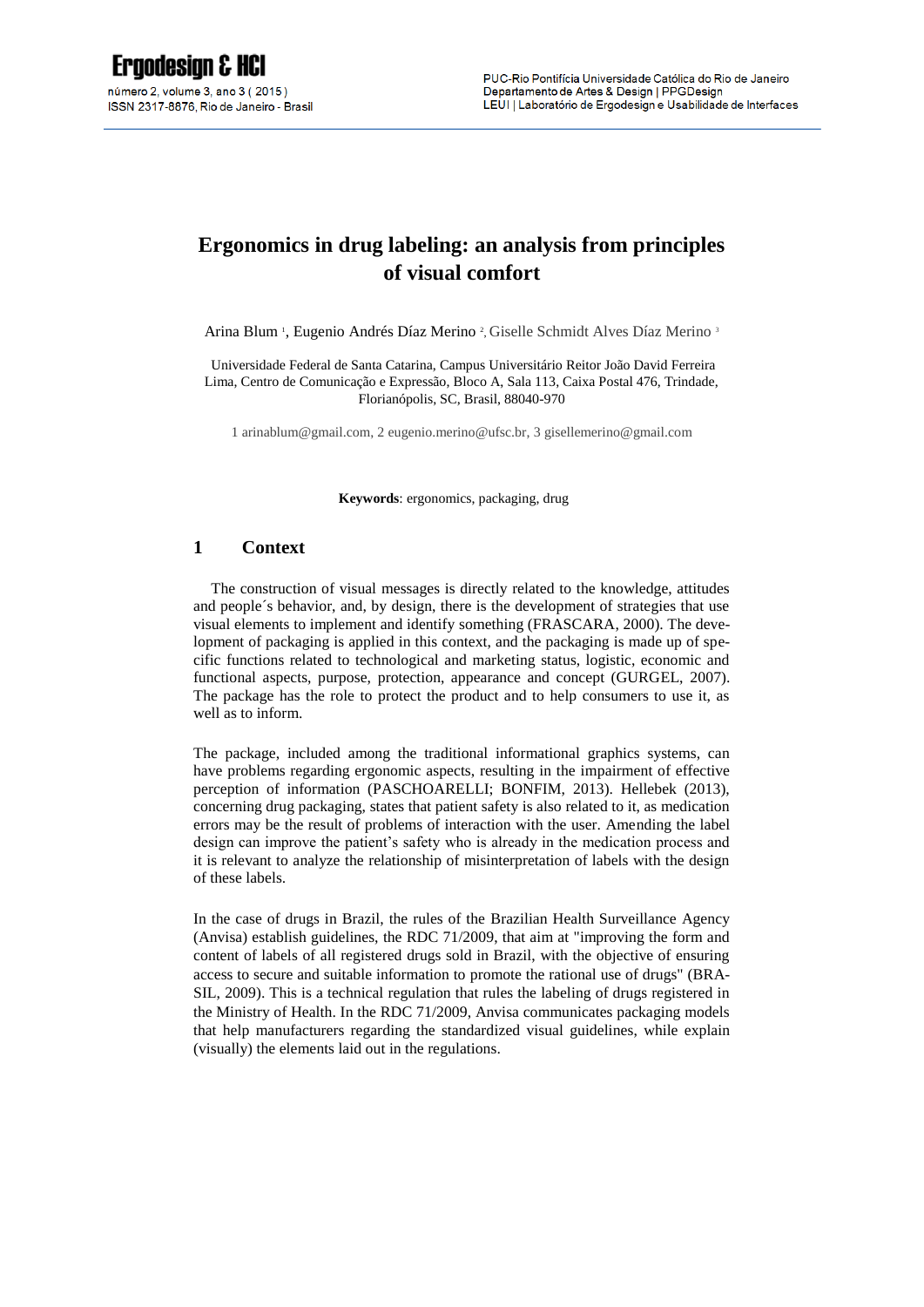# Ergonomics in drug labeling: an analysis from principles of visual comfort

Arina Blum [1], Eugenio Andrés Díaz Merino [2], Giselle Schmidt Alves Díaz Merino [3]

Universidade Federal de Santa Catarina, Campus Universitário Reitor João David Ferreira Lima, Centro de Comunicação e Expressão, Bloco A, Sala 113, Caixa Postal 476, Trindade, Florianópolis, SC, Brasil, 88040-970

1 arinablum@gmail.com, 2 eugenio.merino@ufsc.br, 3 gisellemerino@gmail.com

**Keywords**: ergonomics, packaging, drug

## 1 Context

The construction of visual messages is directly related to the knowledge, attitudes and people´s behavior, and, by design, there is the development of strategies that use visual elements to implement and identify something (FRASCARA, 2000). The development of packaging is applied in this context, and the packaging is made up of specific functions related to technological and marketing status, logistic, economic and functional aspects, purpose, protection, appearance and concept (GURGEL, 2007). The package has the role to protect the product and to help consumers to use it, as well as to inform.

The package, included among the traditional informational graphics systems, can have problems regarding ergonomic aspects, resulting in the impairment of effective perception of information (PASCHOARELLI; BONFIM, 2013). Hellebek (2013), concerning drug packaging, states that patient safety is also related to it, as medication errors may be the result of problems of interaction with the user. Amending the label design can improve the patient's safety who is already in the medication process and it is relevant to analyze the relationship of misinterpretation of labels with the design of these labels.

In the case of drugs in Brazil, the rules of the Brazilian Health Surveillance Agency (Anvisa) establish guidelines, the RDC 71/2009, that aim at "improving the form and content of labels of all registered drugs sold in Brazil, with the objective of ensuring access to secure and suitable information to promote the rational use of drugs" (BRASIL, 2009). This is a technical regulation that rules the labeling of drugs registered in the Ministry of Health. In the RDC 71/2009, Anvisa communicates packaging models that help manufacturers regarding the standardized visual guidelines, while explain (visually) the elements laid out in the regulations.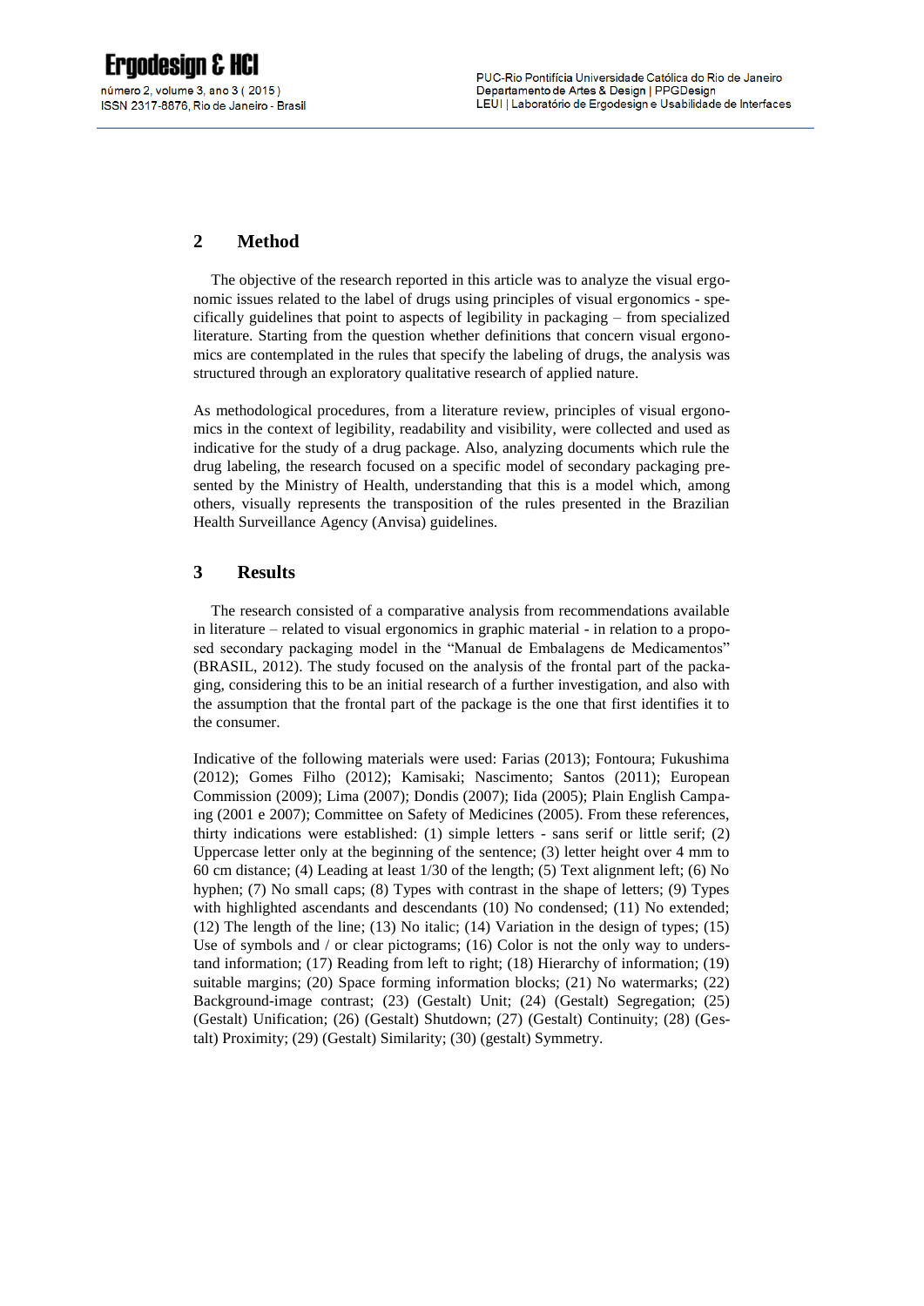## 2 Method

The objective of the research reported in this article was to analyze the visual ergonomic issues related to the label of drugs using principles of visual ergonomics - specifically guidelines that point to aspects of legibility in packaging – from specialized literature. Starting from the question whether definitions that concern visual ergonomics are contemplated in the rules that specify the labeling of drugs, the analysis was structured through an exploratory qualitative research of applied nature.

As methodological procedures, from a literature review, principles of visual ergonomics in the context of legibility, readability and visibility, were collected and used as indicative for the study of a drug package. Also, analyzing documents which rule the drug labeling, the research focused on a specific model of secondary packaging presented by the Ministry of Health, understanding that this is a model which, among others, visually represents the transposition of the rules presented in the Brazilian Health Surveillance Agency (Anvisa) guidelines.

## 3 Results

The research consisted of a comparative analysis from recommendations available in literature – related to visual ergonomics in graphic material - in relation to a proposed secondary packaging model in the "Manual de Embalagens de Medicamentos" (BRASIL, 2012). The study focused on the analysis of the frontal part of the packaging, considering this to be an initial research of a further investigation, and also with the assumption that the frontal part of the package is the one that first identifies it to the consumer.

Indicative of the following materials were used: Farias (2013); Fontoura; Fukushima (2012); Gomes Filho (2012); Kamisaki; Nascimento; Santos (2011); European Commission (2009); Lima (2007); Dondis (2007); Iida (2005); Plain English Campaing (2001 e 2007); Committee on Safety of Medicines (2005). From these references, thirty indications were established: (1) simple letters - sans serif or little serif; (2) Uppercase letter only at the beginning of the sentence; (3) letter height over 4 mm to 60 cm distance; (4) Leading at least 1/30 of the length; (5) Text alignment left; (6) No hyphen; (7) No small caps; (8) Types with contrast in the shape of letters; (9) Types with highlighted ascendants and descendants (10) No condensed; (11) No extended; (12) The length of the line; (13) No italic; (14) Variation in the design of types; (15) Use of symbols and / or clear pictograms; (16) Color is not the only way to understand information; (17) Reading from left to right; (18) Hierarchy of information; (19) suitable margins; (20) Space forming information blocks; (21) No watermarks; (22) Background-image contrast; (23) (Gestalt) Unit; (24) (Gestalt) Segregation; (25) (Gestalt) Unification; (26) (Gestalt) Shutdown; (27) (Gestalt) Continuity; (28) (Gestalt) Proximity; (29) (Gestalt) Similarity; (30) (gestalt) Symmetry.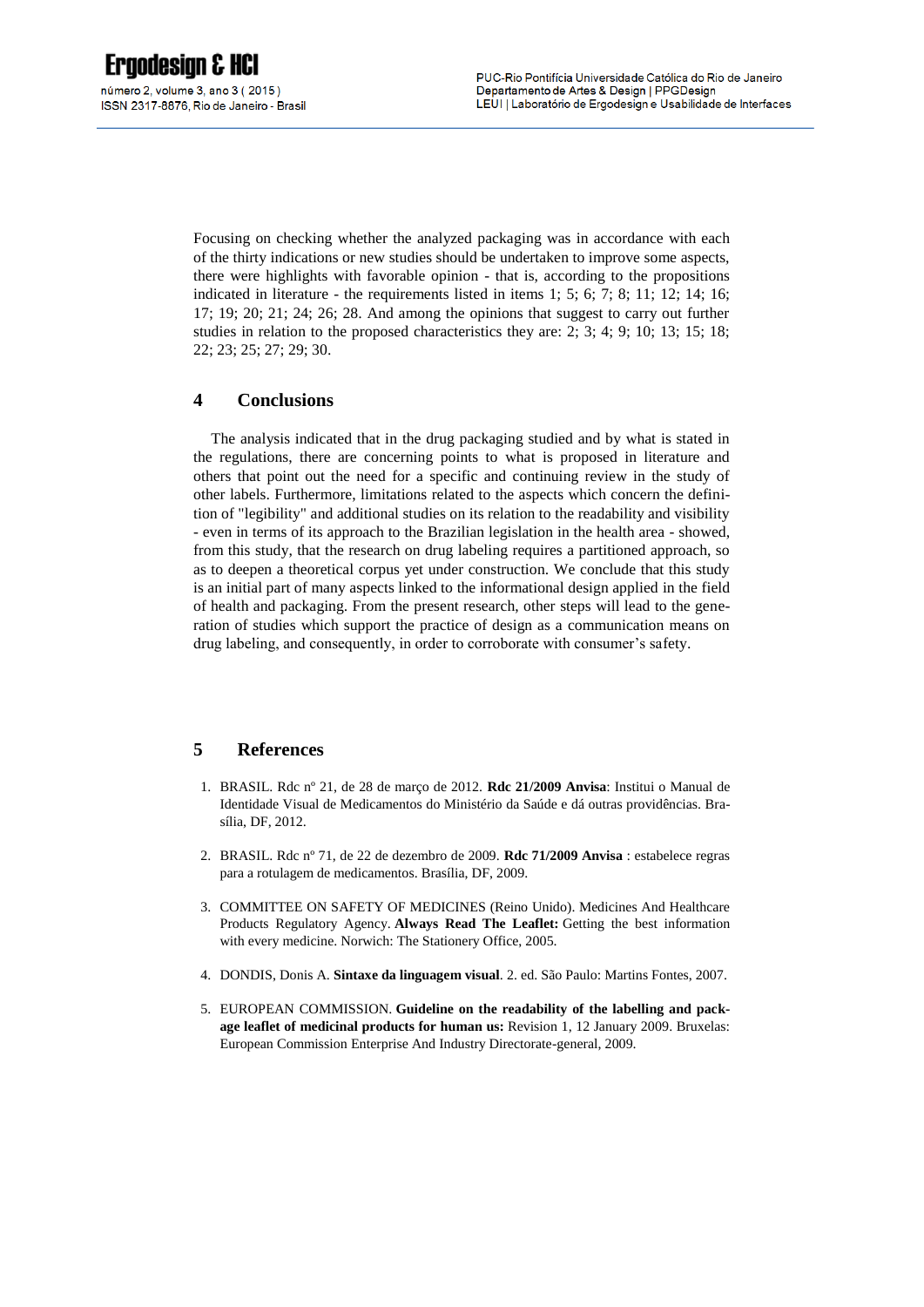Focusing on checking whether the analyzed packaging was in accordance with each of the thirty indications or new studies should be undertaken to improve some aspects, there were highlights with favorable opinion - that is, according to the propositions indicated in literature - the requirements listed in items 1; 5; 6; 7; 8; 11; 12; 14; 16; 17; 19; 20; 21; 24; 26; 28. And among the opinions that suggest to carry out further studies in relation to the proposed characteristics they are: 2; 3; 4; 9; 10; 13; 15; 18; 22; 23; 25; 27; 29; 30.

## 4 Conclusions

The analysis indicated that in the drug packaging studied and by what is stated in the regulations, there are concerning points to what is proposed in literature and others that point out the need for a specific and continuing review in the study of other labels. Furthermore, limitations related to the aspects which concern the definition of "legibility" and additional studies on its relation to the readability and visibility - even in terms of its approach to the Brazilian legislation in the health area - showed, from this study, that the research on drug labeling requires a partitioned approach, so as to deepen a theoretical corpus yet under construction. We conclude that this study is an initial part of many aspects linked to the informational design applied in the field of health and packaging. From the present research, other steps will lead to the generation of studies which support the practice of design as a communication means on drug labeling, and consequently, in order to corroborate with consumer's safety.

## 5 References

1. BRASIL. Rdc nº 21, de 28 de março de 2012. **Rdc 21/2009 Anvisa**: Institui o Manual de Identidade Visual de Medicamentos do Ministério da Saúde e dá outras providências. Brasília, DF, 2012.
2. BRASIL. Rdc nº 71, de 22 de dezembro de 2009. **Rdc 71/2009 Anvisa** : estabelece regras para a rotulagem de medicamentos. Brasília, DF, 2009.
3. COMMITTEE ON SAFETY OF MEDICINES (Reino Unido). Medicines And Healthcare Products Regulatory Agency. **Always Read The Leaflet:** Getting the best information with every medicine. Norwich: The Stationery Office, 2005.
4. DONDIS, Donis A. **Sintaxe da linguagem visual**. 2. ed. São Paulo: Martins Fontes, 2007.
5. EUROPEAN COMMISSION. **Guideline on the readability of the labelling and package leaflet of medicinal products for human us:** Revision 1, 12 January 2009. Bruxelas: European Commission Enterprise And Industry Directorate-general, 2009.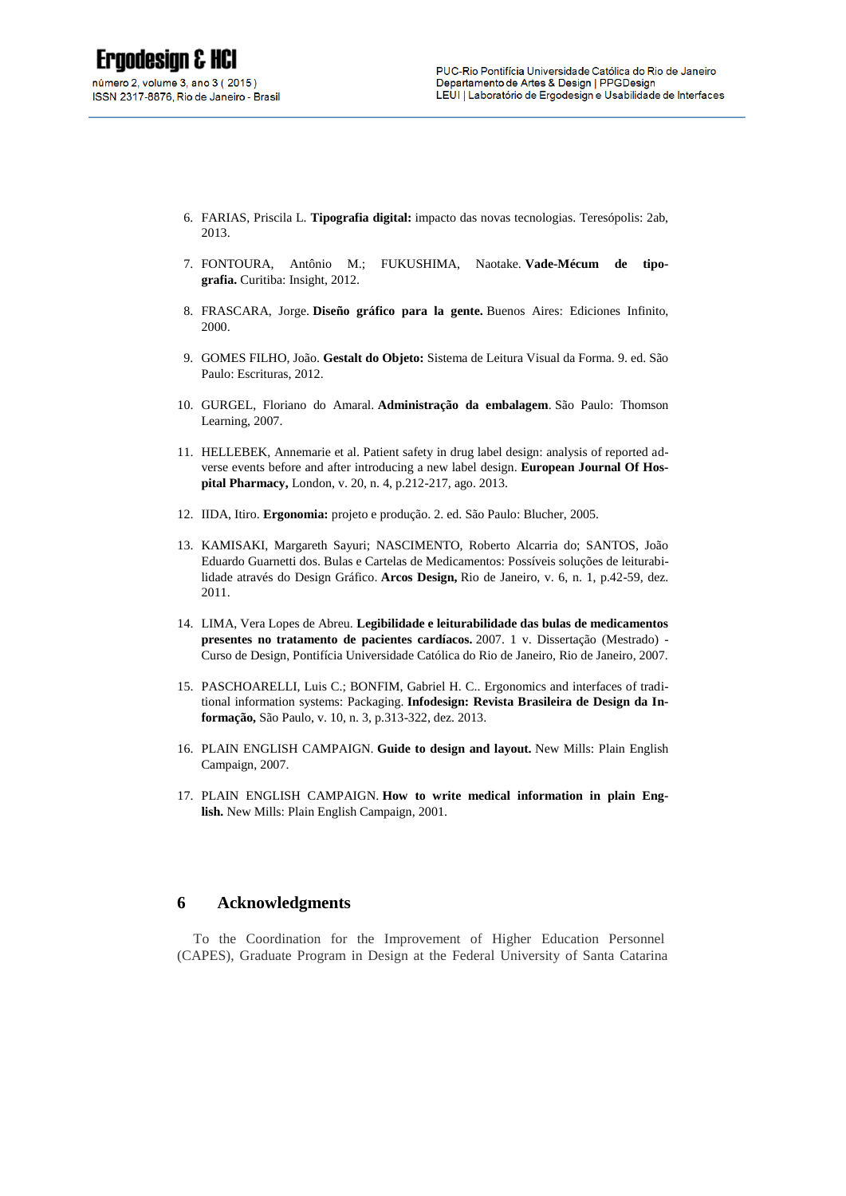6. FARIAS, Priscila L. **Tipografia digital:** impacto das novas tecnologias. Teresópolis: 2ab, 2013.

7. FONTOURA, Antônio M.; FUKUSHIMA, Naotake. **Vade-Mécum de tipografia.** Curitiba: Insight, 2012.

8. FRASCARA, Jorge. **Diseño gráfico para la gente.** Buenos Aires: Ediciones Infinito, 2000.

9. GOMES FILHO, João. **Gestalt do Objeto:** Sistema de Leitura Visual da Forma. 9. ed. São Paulo: Escrituras, 2012.

10. GURGEL, Floriano do Amaral. **Administração da embalagem**. São Paulo: Thomson Learning, 2007.

11. HELLEBEK, Annemarie et al. Patient safety in drug label design: analysis of reported adverse events before and after introducing a new label design. **European Journal Of Hospital Pharmacy,** London, v. 20, n. 4, p.212-217, ago. 2013.

12. IIDA, Itiro. **Ergonomia:** projeto e produção. 2. ed. São Paulo: Blucher, 2005.

13. KAMISAKI, Margareth Sayuri; NASCIMENTO, Roberto Alcarria do; SANTOS, João Eduardo Guarnetti dos. Bulas e Cartelas de Medicamentos: Possíveis soluções de leiturabilidade através do Design Gráfico. **Arcos Design,** Rio de Janeiro, v. 6, n. 1, p.42-59, dez. 2011.

14. LIMA, Vera Lopes de Abreu. **Legibilidade e leiturabilidade das bulas de medicamentos presentes no tratamento de pacientes cardíacos.** 2007. 1 v. Dissertação (Mestrado) - Curso de Design, Pontifícia Universidade Católica do Rio de Janeiro, Rio de Janeiro, 2007.

15. PASCHOARELLI, Luis C.; BONFIM, Gabriel H. C.. Ergonomics and interfaces of traditional information systems: Packaging. **Infodesign: Revista Brasileira de Design da Informação,** São Paulo, v. 10, n. 3, p.313-322, dez. 2013.

16. PLAIN ENGLISH CAMPAIGN. **Guide to design and layout.** New Mills: Plain English Campaign, 2007.

17. PLAIN ENGLISH CAMPAIGN. **How to write medical information in plain English.** New Mills: Plain English Campaign, 2001.

## 6 Acknowledgments

To the Coordination for the Improvement of Higher Education Personnel (CAPES), Graduate Program in Design at the Federal University of Santa Catarina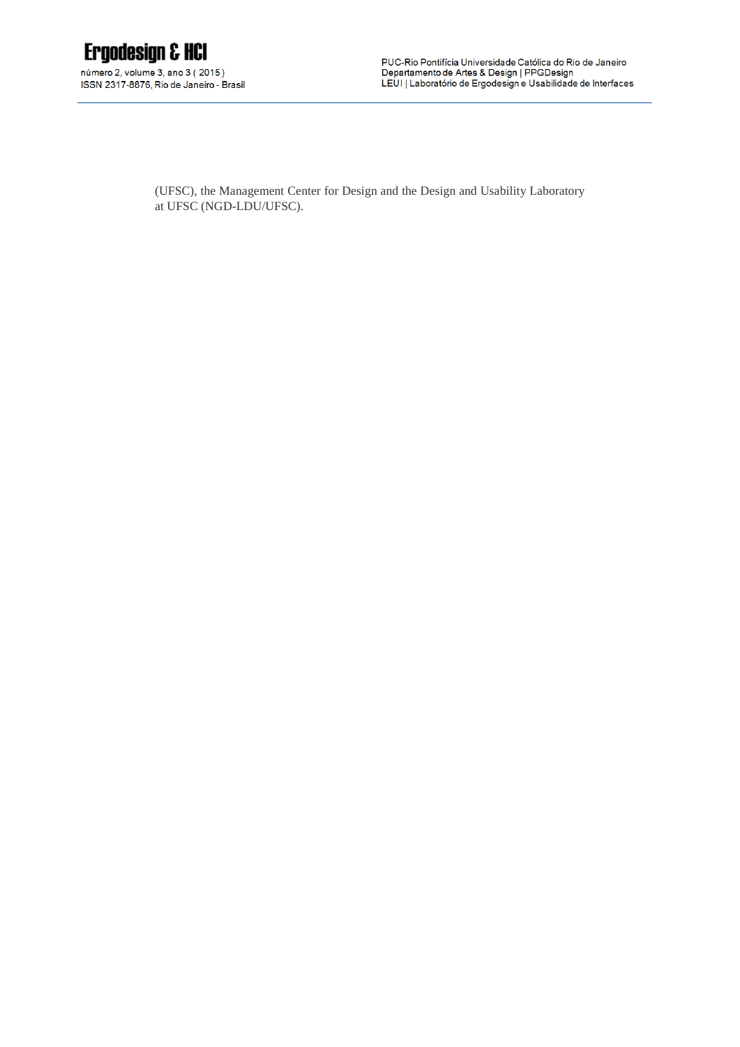(UFSC), the Management Center for Design and the Design and Usability Laboratory at UFSC (NGD-LDU/UFSC).